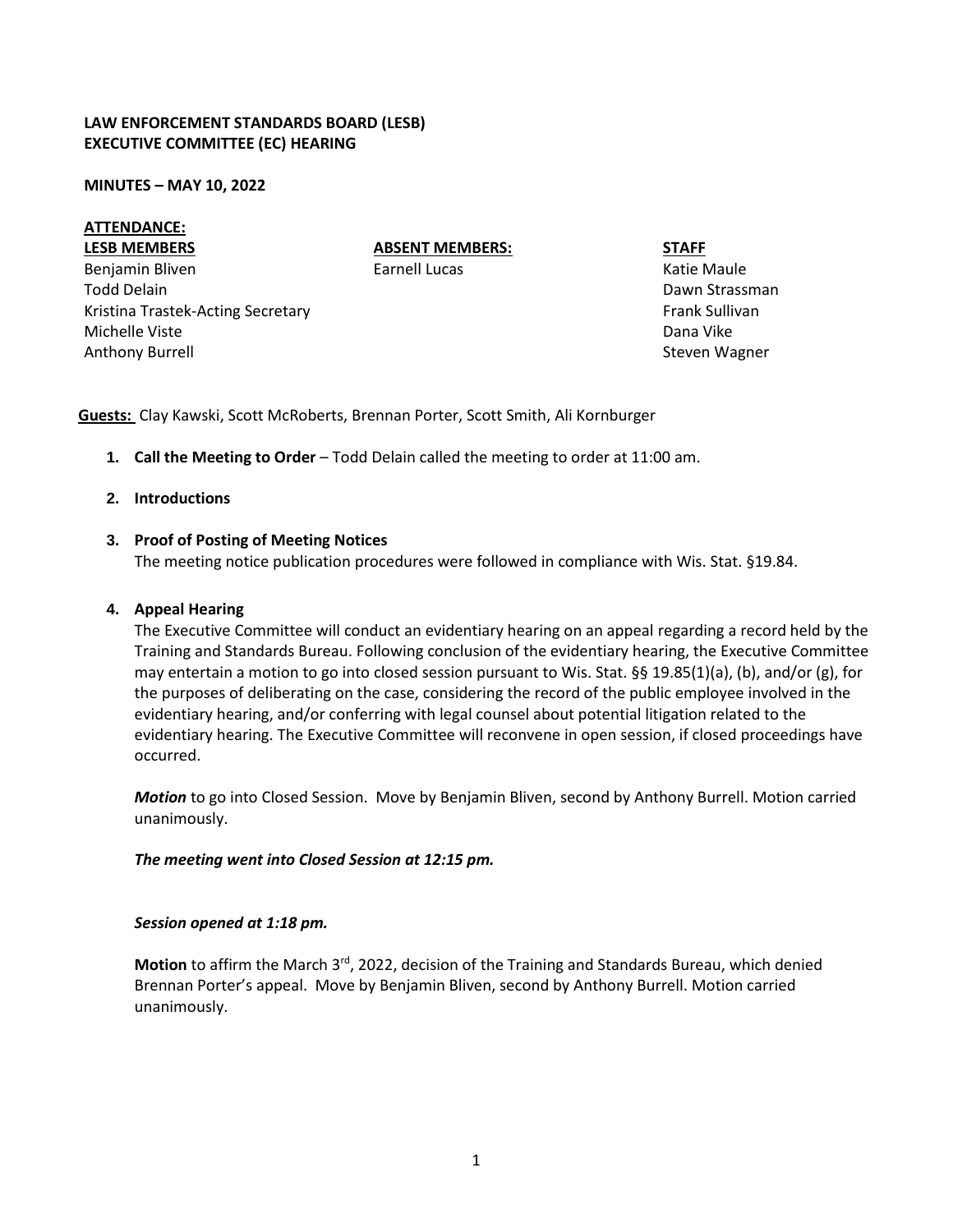**LAW ENFORCEMENT STANDARDS BOARD (LESB)**
**EXECUTIVE COMMITTEE (EC) HEARING**

**MINUTES – MAY 10, 2022**

**ATTENDANCE:**

| LESB MEMBERS | ABSENT MEMBERS: | STAFF |
|---|---|---|
| Benjamin Bliven | Earnell Lucas | Katie Maule |
| Todd Delain | | Dawn Strassman |
| Kristina Trastek-Acting Secretary | | Frank Sullivan |
| Michelle Viste | | Dana Vike |
| Anthony Burrell | | Steven Wagner |

**Guests:** Clay Kawski, Scott McRoberts, Brennan Porter, Scott Smith, Ali Kornburger

1. **Call the Meeting to Order** – Todd Delain called the meeting to order at 11:00 am.

2. **Introductions**

3. **Proof of Posting of Meeting Notices**
   The meeting notice publication procedures were followed in compliance with Wis. Stat. §19.84.

4. **Appeal Hearing**
   The Executive Committee will conduct an evidentiary hearing on an appeal regarding a record held by the Training and Standards Bureau. Following conclusion of the evidentiary hearing, the Executive Committee may entertain a motion to go into closed session pursuant to Wis. Stat. §§ 19.85(1)(a), (b), and/or (g), for the purposes of deliberating on the case, considering the record of the public employee involved in the evidentiary hearing, and/or conferring with legal counsel about potential litigation related to the evidentiary hearing. The Executive Committee will reconvene in open session, if closed proceedings have occurred.

   ***Motion*** to go into Closed Session. Move by Benjamin Bliven, second by Anthony Burrell. Motion carried unanimously.

   ***The meeting went into Closed Session at 12:15 pm.***

   ***Session opened at 1:18 pm.***

   **Motion** to affirm the March 3rd, 2022, decision of the Training and Standards Bureau, which denied Brennan Porter's appeal. Move by Benjamin Bliven, second by Anthony Burrell. Motion carried unanimously.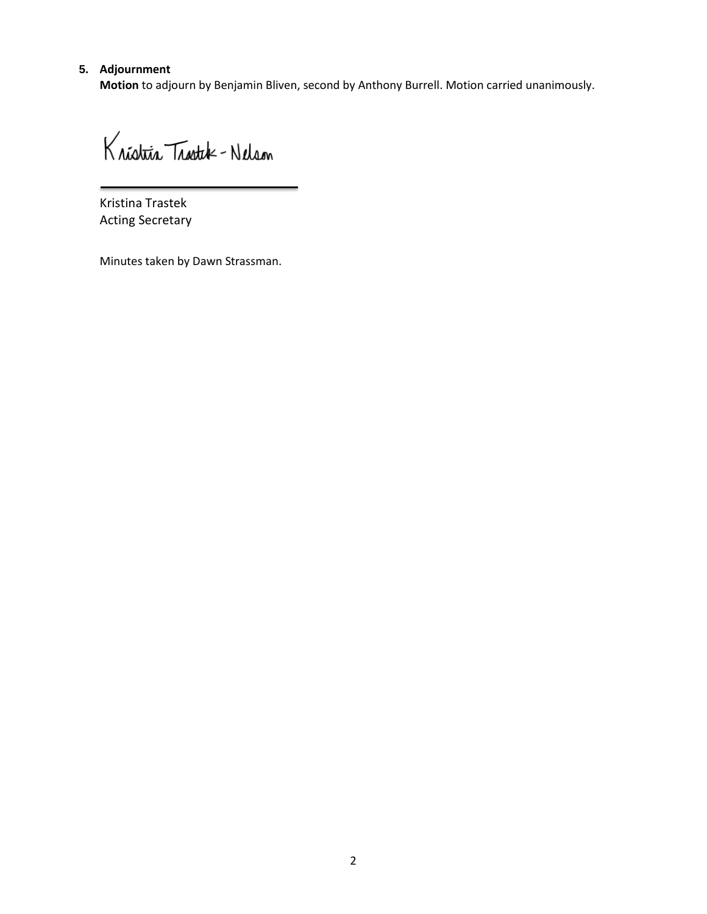5. **Adjournment**

**Motion** to adjourn by Benjamin Bliven, second by Anthony Burrell. Motion carried unanimously.

Kristina Trastek-Nelson

Kristina Trastek
Acting Secretary

Minutes taken by Dawn Strassman.